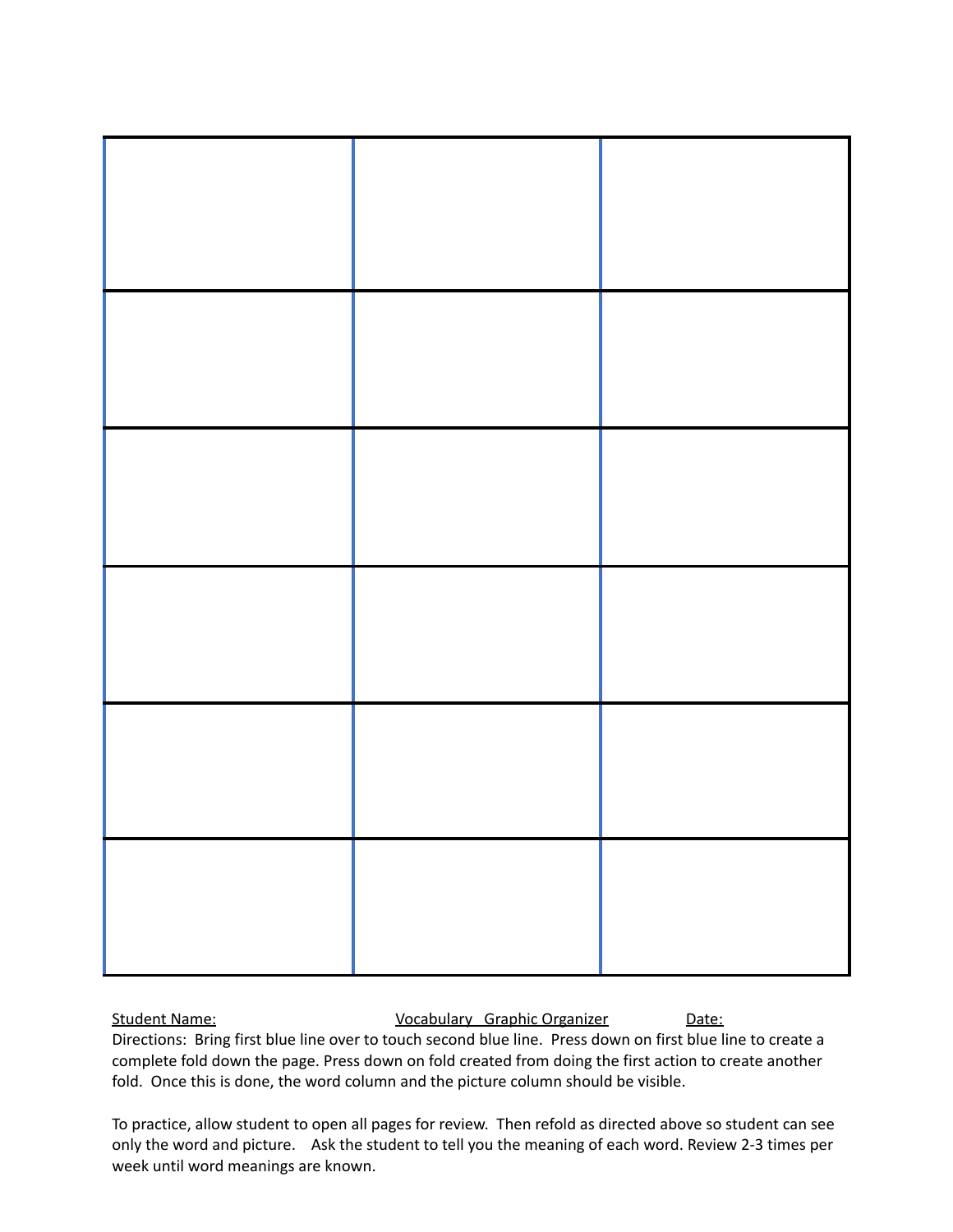| | | |
|---|---|---|
| | | |
| | | |
| | | |
| | | |
| | | |

Student Name: Vocabulary Graphic Organizer Date:

Directions: Bring first blue line over to touch second blue line. Press down on first blue line to create a complete fold down the page. Press down on fold created from doing the first action to create another fold. Once this is done, the word column and the picture column should be visible.

To practice, allow student to open all pages for review. Then refold as directed above so student can see only the word and picture. Ask the student to tell you the meaning of each word. Review 2-3 times per week until word meanings are known.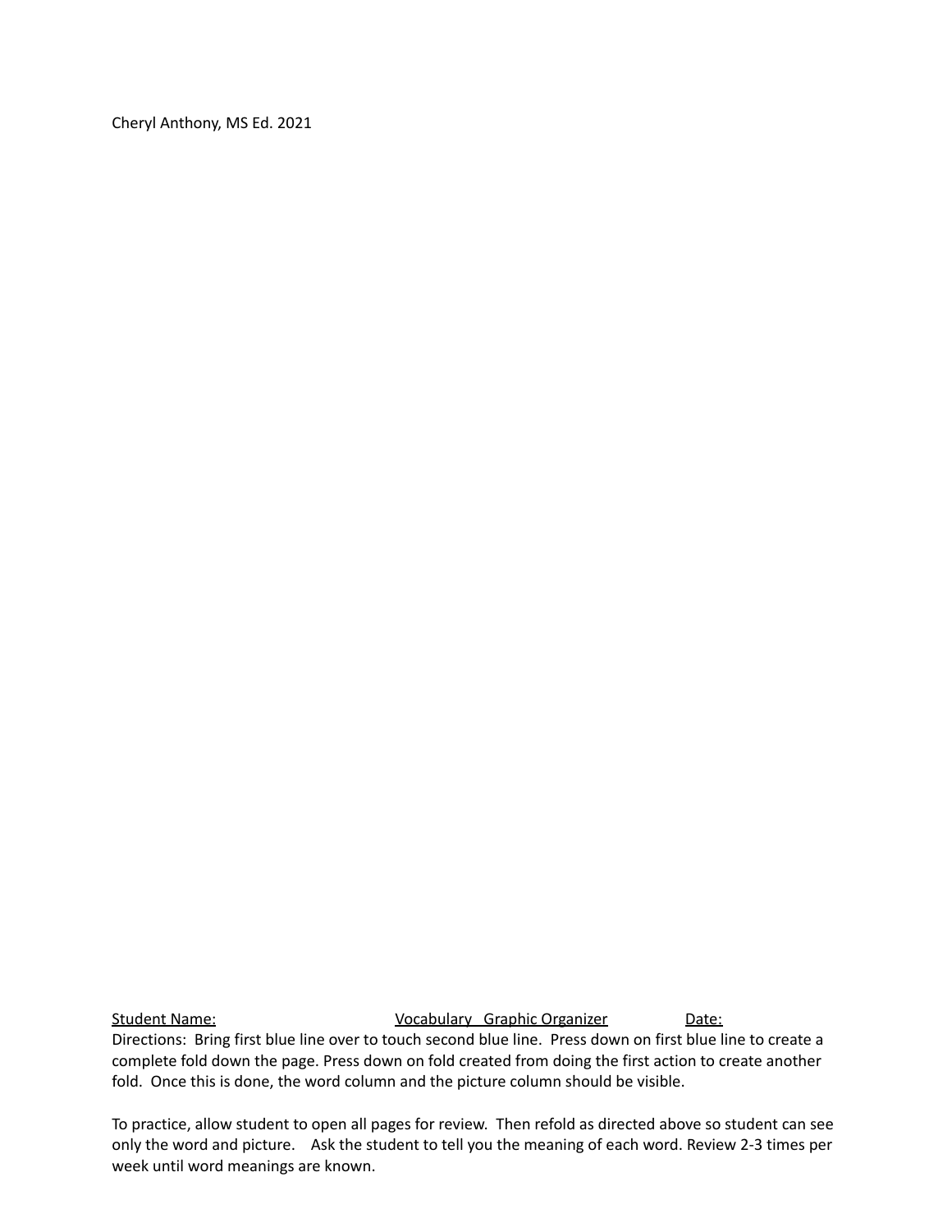Cheryl Anthony, MS Ed. 2021

<u>Student Name:</u> <u>Vocabulary Graphic Organizer</u> <u>Date:</u>

Directions: Bring first blue line over to touch second blue line. Press down on first blue line to create a complete fold down the page. Press down on fold created from doing the first action to create another fold. Once this is done, the word column and the picture column should be visible.

To practice, allow student to open all pages for review. Then refold as directed above so student can see only the word and picture. Ask the student to tell you the meaning of each word. Review 2-3 times per week until word meanings are known.